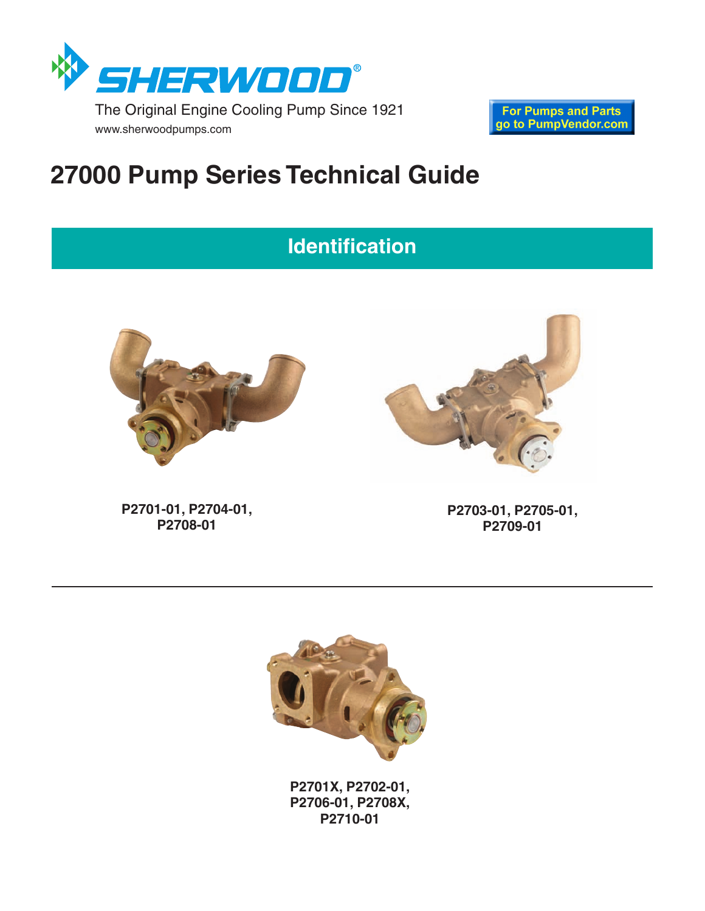SHERWOOD®

The Original Engine Cooling Pump Since 1921

www.sherwoodpumps.com

For Pumps and Parts go to PumpVendor.com

# 27000 Pump Series Technical Guide

## Identification

**P2701-01, P2704-01, P2708-01**

**P2703-01, P2705-01, P2709-01**

**P2701X, P2702-01, P2706-01, P2708X, P2710-01**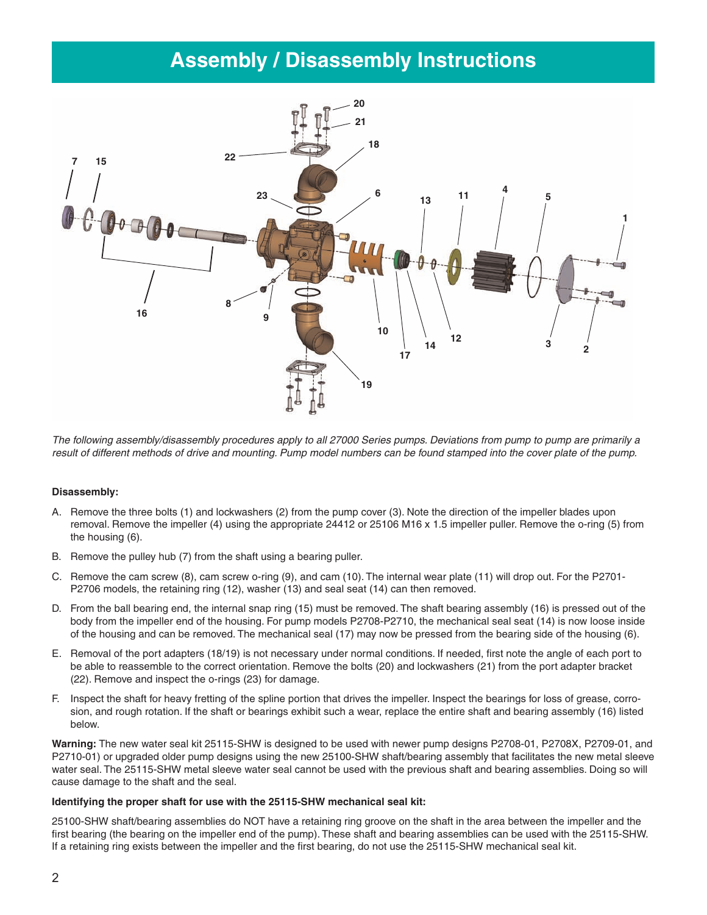# Assembly / Disassembly Instructions

*The following assembly/disassembly procedures apply to all 27000 Series pumps. Deviations from pump to pump are primarily a result of different methods of drive and mounting. Pump model numbers can be found stamped into the cover plate of the pump.*

**Disassembly:**

A. Remove the three bolts (1) and lockwashers (2) from the pump cover (3). Note the direction of the impeller blades upon removal. Remove the impeller (4) using the appropriate 24412 or 25106 M16 x 1.5 impeller puller. Remove the o-ring (5) from the housing (6).

B. Remove the pulley hub (7) from the shaft using a bearing puller.

C. Remove the cam screw (8), cam screw o-ring (9), and cam (10). The internal wear plate (11) will drop out. For the P2701-P2706 models, the retaining ring (12), washer (13) and seal seat (14) can then removed.

D. From the ball bearing end, the internal snap ring (15) must be removed. The shaft bearing assembly (16) is pressed out of the body from the impeller end of the housing. For pump models P2708-P2710, the mechanical seal seat (14) is now loose inside of the housing and can be removed. The mechanical seal (17) may now be pressed from the bearing side of the housing (6).

E. Removal of the port adapters (18/19) is not necessary under normal conditions. If needed, first note the angle of each port to be able to reassemble to the correct orientation. Remove the bolts (20) and lockwashers (21) from the port adapter bracket (22). Remove and inspect the o-rings (23) for damage.

F. Inspect the shaft for heavy fretting of the spline portion that drives the impeller. Inspect the bearings for loss of grease, corrosion, and rough rotation. If the shaft or bearings exhibit such a wear, replace the entire shaft and bearing assembly (16) listed below.

**Warning:** The new water seal kit 25115-SHW is designed to be used with newer pump designs P2708-01, P2708X, P2709-01, and P2710-01) or upgraded older pump designs using the new 25100-SHW shaft/bearing assembly that facilitates the new metal sleeve water seal. The 25115-SHW metal sleeve water seal cannot be used with the previous shaft and bearing assemblies. Doing so will cause damage to the shaft and the seal.

**Identifying the proper shaft for use with the 25115-SHW mechanical seal kit:**

25100-SHW shaft/bearing assemblies do NOT have a retaining ring groove on the shaft in the area between the impeller and the first bearing (the bearing on the impeller end of the pump). These shaft and bearing assemblies can be used with the 25115-SHW. If a retaining ring exists between the impeller and the first bearing, do not use the 25115-SHW mechanical seal kit.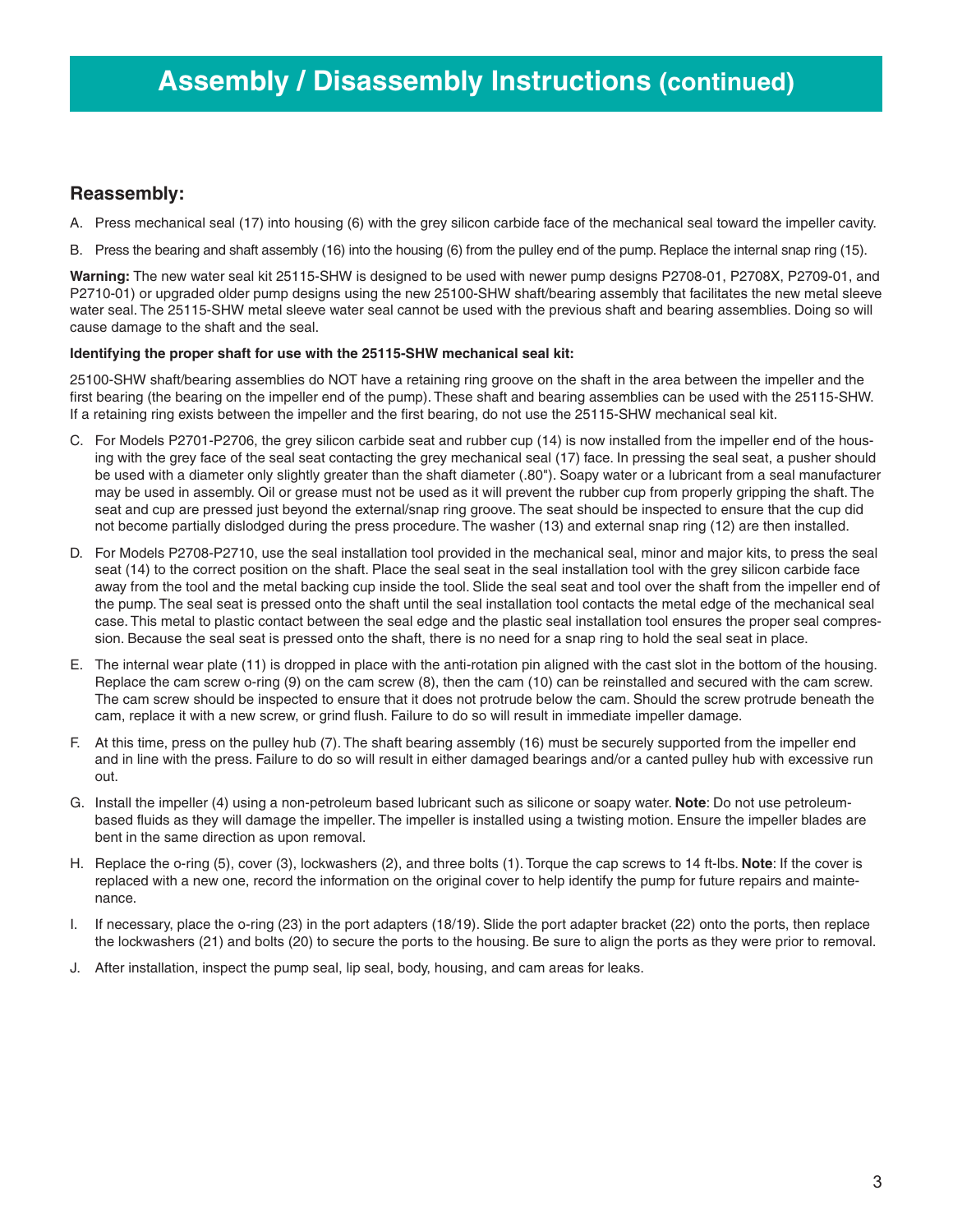# Assembly / Disassembly Instructions (continued)

## Reassembly:

A. Press mechanical seal (17) into housing (6) with the grey silicon carbide face of the mechanical seal toward the impeller cavity.

B. Press the bearing and shaft assembly (16) into the housing (6) from the pulley end of the pump. Replace the internal snap ring (15).

**Warning:** The new water seal kit 25115-SHW is designed to be used with newer pump designs P2708-01, P2708X, P2709-01, and P2710-01) or upgraded older pump designs using the new 25100-SHW shaft/bearing assembly that facilitates the new metal sleeve water seal. The 25115-SHW metal sleeve water seal cannot be used with the previous shaft and bearing assemblies. Doing so will cause damage to the shaft and the seal.

**Identifying the proper shaft for use with the 25115-SHW mechanical seal kit:**

25100-SHW shaft/bearing assemblies do NOT have a retaining ring groove on the shaft in the area between the impeller and the first bearing (the bearing on the impeller end of the pump). These shaft and bearing assemblies can be used with the 25115-SHW. If a retaining ring exists between the impeller and the first bearing, do not use the 25115-SHW mechanical seal kit.

C. For Models P2701-P2706, the grey silicon carbide seat and rubber cup (14) is now installed from the impeller end of the housing with the grey face of the seal seat contacting the grey mechanical seal (17) face. In pressing the seal seat, a pusher should be used with a diameter only slightly greater than the shaft diameter (.80"). Soapy water or a lubricant from a seal manufacturer may be used in assembly. Oil or grease must not be used as it will prevent the rubber cup from properly gripping the shaft. The seat and cup are pressed just beyond the external/snap ring groove. The seat should be inspected to ensure that the cup did not become partially dislodged during the press procedure. The washer (13) and external snap ring (12) are then installed.

D. For Models P2708-P2710, use the seal installation tool provided in the mechanical seal, minor and major kits, to press the seal seat (14) to the correct position on the shaft. Place the seal seat in the seal installation tool with the grey silicon carbide face away from the tool and the metal backing cup inside the tool. Slide the seal seat and tool over the shaft from the impeller end of the pump. The seal seat is pressed onto the shaft until the seal installation tool contacts the metal edge of the mechanical seal case. This metal to plastic contact between the seal edge and the plastic seal installation tool ensures the proper seal compression. Because the seal seat is pressed onto the shaft, there is no need for a snap ring to hold the seal seat in place.

E. The internal wear plate (11) is dropped in place with the anti-rotation pin aligned with the cast slot in the bottom of the housing. Replace the cam screw o-ring (9) on the cam screw (8), then the cam (10) can be reinstalled and secured with the cam screw. The cam screw should be inspected to ensure that it does not protrude below the cam. Should the screw protrude beneath the cam, replace it with a new screw, or grind flush. Failure to do so will result in immediate impeller damage.

F. At this time, press on the pulley hub (7). The shaft bearing assembly (16) must be securely supported from the impeller end and in line with the press. Failure to do so will result in either damaged bearings and/or a canted pulley hub with excessive run out.

G. Install the impeller (4) using a non-petroleum based lubricant such as silicone or soapy water. **Note**: Do not use petroleum-based fluids as they will damage the impeller. The impeller is installed using a twisting motion. Ensure the impeller blades are bent in the same direction as upon removal.

H. Replace the o-ring (5), cover (3), lockwashers (2), and three bolts (1). Torque the cap screws to 14 ft-lbs. **Note**: If the cover is replaced with a new one, record the information on the original cover to help identify the pump for future repairs and maintenance.

I. If necessary, place the o-ring (23) in the port adapters (18/19). Slide the port adapter bracket (22) onto the ports, then replace the lockwashers (21) and bolts (20) to secure the ports to the housing. Be sure to align the ports as they were prior to removal.

J. After installation, inspect the pump seal, lip seal, body, housing, and cam areas for leaks.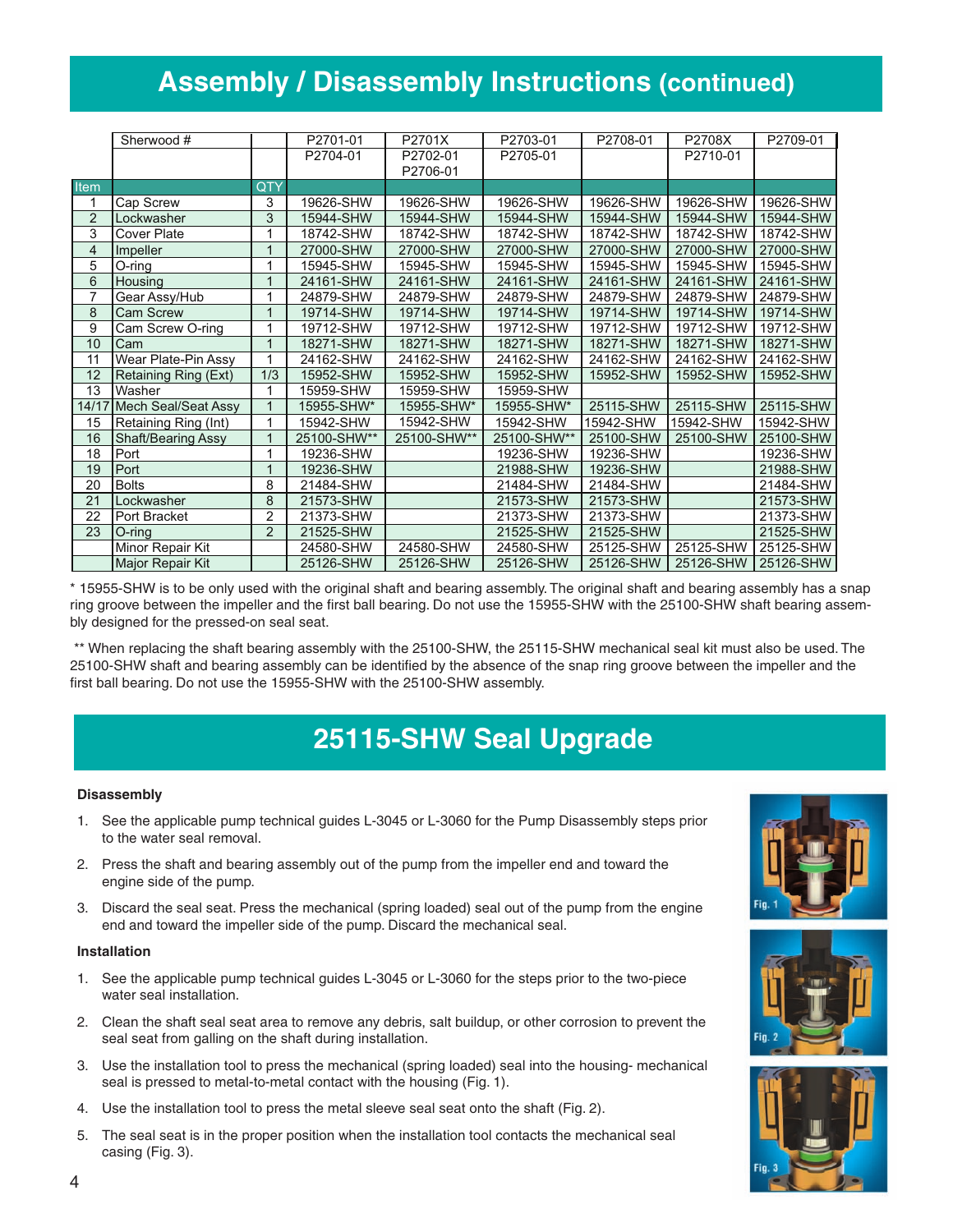## Assembly / Disassembly Instructions (continued)

| | Sherwood # | | P2701-01<br>P2704-01 | P2701X<br>P2702-01<br>P2706-01 | P2703-01<br>P2705-01 | P2708-01 | P2708X<br>P2710-01 | P2709-01 |
|---|---|---|---|---|---|---|---|---|
| Item | | QTY | | | | | | |
| 1 | Cap Screw | 3 | 19626-SHW | 19626-SHW | 19626-SHW | 19626-SHW | 19626-SHW | 19626-SHW |
| 2 | Lockwasher | 3 | 15944-SHW | 15944-SHW | 15944-SHW | 15944-SHW | 15944-SHW | 15944-SHW |
| 3 | Cover Plate | 1 | 18742-SHW | 18742-SHW | 18742-SHW | 18742-SHW | 18742-SHW | 18742-SHW |
| 4 | Impeller | 1 | 27000-SHW | 27000-SHW | 27000-SHW | 27000-SHW | 27000-SHW | 27000-SHW |
| 5 | O-ring | 1 | 15945-SHW | 15945-SHW | 15945-SHW | 15945-SHW | 15945-SHW | 15945-SHW |
| 6 | Housing | 1 | 24161-SHW | 24161-SHW | 24161-SHW | 24161-SHW | 24161-SHW | 24161-SHW |
| 7 | Gear Assy/Hub | 1 | 24879-SHW | 24879-SHW | 24879-SHW | 24879-SHW | 24879-SHW | 24879-SHW |
| 8 | Cam Screw | 1 | 19714-SHW | 19714-SHW | 19714-SHW | 19714-SHW | 19714-SHW | 19714-SHW |
| 9 | Cam Screw O-ring | 1 | 19712-SHW | 19712-SHW | 19712-SHW | 19712-SHW | 19712-SHW | 19712-SHW |
| 10 | Cam | 1 | 18271-SHW | 18271-SHW | 18271-SHW | 18271-SHW | 18271-SHW | 18271-SHW |
| 11 | Wear Plate-Pin Assy | 1 | 24162-SHW | 24162-SHW | 24162-SHW | 24162-SHW | 24162-SHW | 24162-SHW |
| 12 | Retaining Ring (Ext) | 1/3 | 15952-SHW | 15952-SHW | 15952-SHW | 15952-SHW | 15952-SHW | 15952-SHW |
| 13 | Washer | 1 | 15959-SHW | 15959-SHW | 15959-SHW | | | |
| 14/17 | Mech Seal/Seat Assy | 1 | 15955-SHW* | 15955-SHW* | 15955-SHW* | 25115-SHW | 25115-SHW | 25115-SHW |
| 15 | Retaining Ring (Int) | 1 | 15942-SHW | 15942-SHW | 15942-SHW | 15942-SHW | 15942-SHW | 15942-SHW |
| 16 | Shaft/Bearing Assy | 1 | 25100-SHW** | 25100-SHW** | 25100-SHW** | 25100-SHW | 25100-SHW | 25100-SHW |
| 18 | Port | 1 | 19236-SHW | | 19236-SHW | 19236-SHW | | 19236-SHW |
| 19 | Port | 1 | 19236-SHW | | 21988-SHW | 19236-SHW | | 21988-SHW |
| 20 | Bolts | 8 | 21484-SHW | | 21484-SHW | 21484-SHW | | 21484-SHW |
| 21 | Lockwasher | 8 | 21573-SHW | | 21573-SHW | 21573-SHW | | 21573-SHW |
| 22 | Port Bracket | 2 | 21373-SHW | | 21373-SHW | 21373-SHW | | 21373-SHW |
| 23 | O-ring | 2 | 21525-SHW | | 21525-SHW | 21525-SHW | | 21525-SHW |
| | Minor Repair Kit | | 24580-SHW | 24580-SHW | 24580-SHW | 25125-SHW | 25125-SHW | 25125-SHW |
| | Major Repair Kit | | 25126-SHW | 25126-SHW | 25126-SHW | 25126-SHW | 25126-SHW | 25126-SHW |

\* 15955-SHW is to be only used with the original shaft and bearing assembly. The original shaft and bearing assembly has a snap ring groove between the impeller and the first ball bearing. Do not use the 15955-SHW with the 25100-SHW shaft bearing assembly designed for the pressed-on seal seat.

\*\* When replacing the shaft bearing assembly with the 25100-SHW, the 25115-SHW mechanical seal kit must also be used. The 25100-SHW shaft and bearing assembly can be identified by the absence of the snap ring groove between the impeller and the first ball bearing. Do not use the 15955-SHW with the 25100-SHW assembly.

## 25115-SHW Seal Upgrade

**Disassembly**

1. See the applicable pump technical guides L-3045 or L-3060 for the Pump Disassembly steps prior to the water seal removal.
2. Press the shaft and bearing assembly out of the pump from the impeller end and toward the engine side of the pump.
3. Discard the seal seat. Press the mechanical (spring loaded) seal out of the pump from the engine end and toward the impeller side of the pump. Discard the mechanical seal.

**Installation**

1. See the applicable pump technical guides L-3045 or L-3060 for the steps prior to the two-piece water seal installation.
2. Clean the shaft seal seat area to remove any debris, salt buildup, or other corrosion to prevent the seal seat from galling on the shaft during installation.
3. Use the installation tool to press the mechanical (spring loaded) seal into the housing- mechanical seal is pressed to metal-to-metal contact with the housing (Fig. 1).
4. Use the installation tool to press the metal sleeve seal seat onto the shaft (Fig. 2).
5. The seal seat is in the proper position when the installation tool contacts the mechanical seal casing (Fig. 3).

Fig. 1

Fig. 2

Fig. 3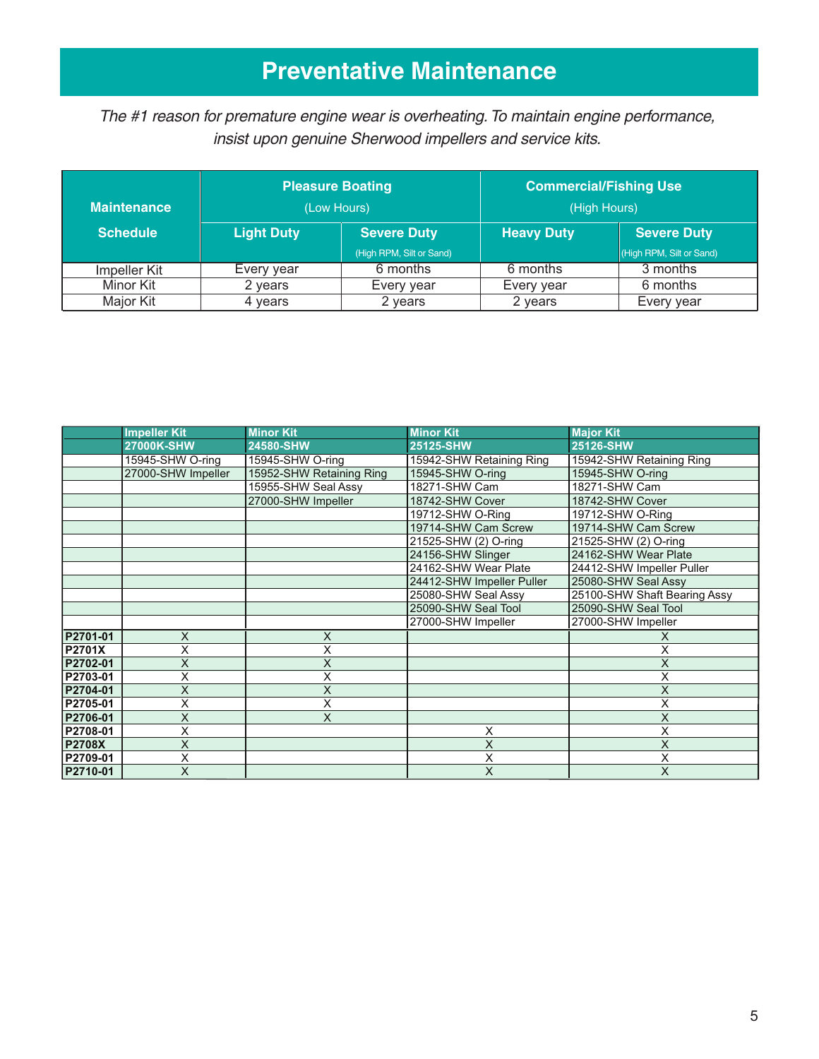# Preventative Maintenance

*The #1 reason for premature engine wear is overheating. To maintain engine performance, insist upon genuine Sherwood impellers and service kits.*

| Maintenance Schedule | Pleasure Boating (Low Hours) | | Commercial/Fishing Use (High Hours) | |
|---|---|---|---|---|
| | Light Duty | Severe Duty (High RPM, Silt or Sand) | Heavy Duty | Severe Duty (High RPM, Silt or Sand) |
| Impeller Kit | Every year | 6 months | 6 months | 3 months |
| Minor Kit | 2 years | Every year | Every year | 6 months |
| Major Kit | 4 years | 2 years | 2 years | Every year |

| | Impeller Kit 27000K-SHW | Minor Kit 24580-SHW | Minor Kit 25125-SHW | Major Kit 25126-SHW |
|---|---|---|---|---|
| | 15945-SHW O-ring | 15945-SHW O-ring | 15942-SHW Retaining Ring | 15942-SHW Retaining Ring |
| | 27000-SHW Impeller | 15952-SHW Retaining Ring | 15945-SHW O-ring | 15945-SHW O-ring |
| | | 15955-SHW Seal Assy | 18271-SHW Cam | 18271-SHW Cam |
| | | 27000-SHW Impeller | 18742-SHW Cover | 18742-SHW Cover |
| | | | 19712-SHW O-Ring | 19712-SHW O-Ring |
| | | | 19714-SHW Cam Screw | 19714-SHW Cam Screw |
| | | | 21525-SHW (2) O-ring | 21525-SHW (2) O-ring |
| | | | 24156-SHW Slinger | 24162-SHW Wear Plate |
| | | | 24162-SHW Wear Plate | 24412-SHW Impeller Puller |
| | | | 24412-SHW Impeller Puller | 25080-SHW Seal Assy |
| | | | 25080-SHW Seal Assy | 25100-SHW Shaft Bearing Assy |
| | | | 25090-SHW Seal Tool | 25090-SHW Seal Tool |
| | | | 27000-SHW Impeller | 27000-SHW Impeller |
| **P2701-01** | X | X | | X |
| **P2701X** | X | X | | X |
| **P2702-01** | X | X | | X |
| **P2703-01** | X | X | | X |
| **P2704-01** | X | X | | X |
| **P2705-01** | X | X | | X |
| **P2706-01** | X | X | | X |
| **P2708-01** | X | | X | X |
| **P2708X** | X | | X | X |
| **P2709-01** | X | | X | X |
| **P2710-01** | X | | X | X |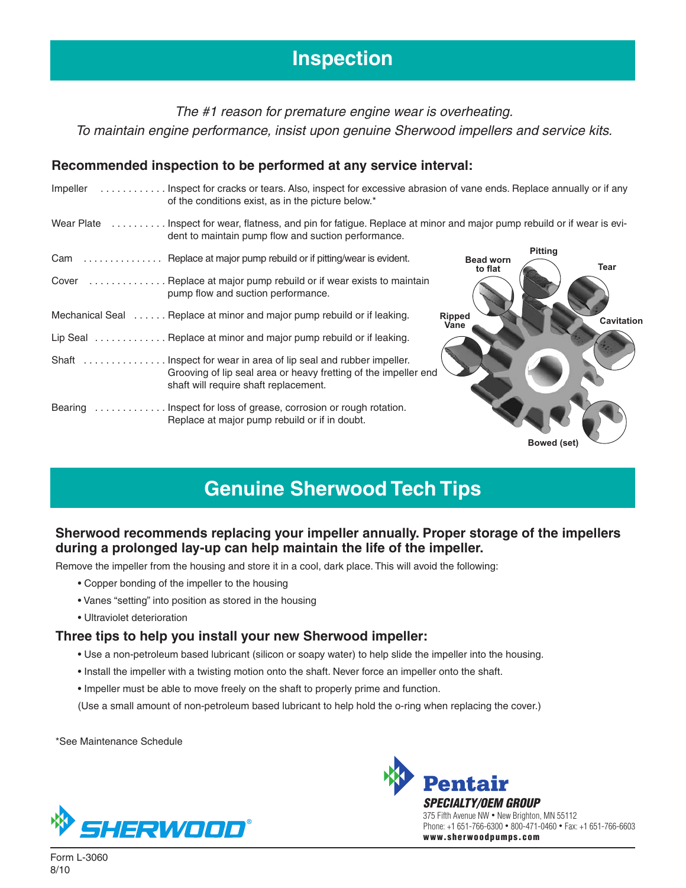# Inspection

*The #1 reason for premature engine wear is overheating.*
*To maintain engine performance, insist upon genuine Sherwood impellers and service kits.*

## Recommended inspection to be performed at any service interval:

| | |
|---|---|
| Impeller | Inspect for cracks or tears. Also, inspect for excessive abrasion of vane ends. Replace annually or if any of the conditions exist, as in the picture below.* |
| Wear Plate | Inspect for wear, flatness, and pin for fatigue. Replace at minor and major pump rebuild or if wear is evident to maintain pump flow and suction performance. |
| Cam | Replace at major pump rebuild or if pitting/wear is evident. |
| Cover | Replace at major pump rebuild or if wear exists to maintain pump flow and suction performance. |
| Mechanical Seal | Replace at minor and major pump rebuild or if leaking. |
| Lip Seal | Replace at minor and major pump rebuild or if leaking. |
| Shaft | Inspect for wear in area of lip seal and rubber impeller. Grooving of lip seal area or heavy fretting of the impeller end shaft will require shaft replacement. |
| Bearing | Inspect for loss of grease, corrosion or rough rotation. Replace at major pump rebuild or if in doubt. |

Pitting
Bead worn to flat
Tear
Ripped Vane
Cavitation
Bowed (set)

# Genuine Sherwood Tech Tips

### Sherwood recommends replacing your impeller annually. Proper storage of the impellers during a prolonged lay-up can help maintain the life of the impeller.

Remove the impeller from the housing and store it in a cool, dark place. This will avoid the following:

- Copper bonding of the impeller to the housing
- Vanes "setting" into position as stored in the housing
- Ultraviolet deterioration

### Three tips to help you install your new Sherwood impeller:

- Use a non-petroleum based lubricant (silicon or soapy water) to help slide the impeller into the housing.
- Install the impeller with a twisting motion onto the shaft. Never force an impeller onto the shaft.
- Impeller must be able to move freely on the shaft to properly prime and function.

(Use a small amount of non-petroleum based lubricant to help hold the o-ring when replacing the cover.)

*See Maintenance Schedule

SHERWOOD®

Pentair
**SPECIALTY/OEM GROUP**
375 Fifth Avenue NW • New Brighton, MN 55112
Phone: +1 651-766-6300 • 800-471-0460 • Fax: +1 651-766-6603
**www.sherwoodpumps.com**

Form L-3060
8/10